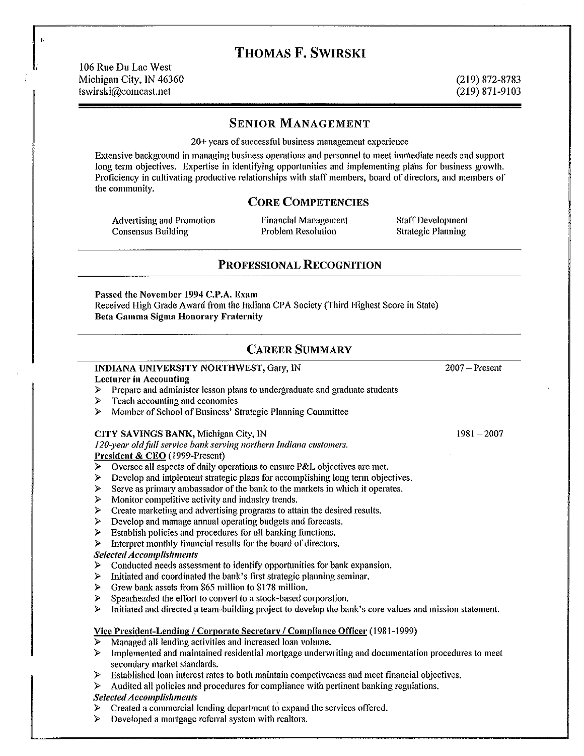# THOMAS F. SWIRSKI

106 Rue Du Lac West
Michigan City, IN 46360
tswirski@comcast.net

(219) 872-8783
(219) 871-9103

## SENIOR MANAGEMENT

20+ years of successful business management experience

Extensive background in managing business operations and personnel to meet immediate needs and support long term objectives. Expertise in identifying opportunities and implementing plans for business growth. Proficiency in cultivating productive relationships with staff members, board of directors, and members of the community.

### CORE COMPETENCIES

- Advertising and Promotion
- Consensus Building
- Financial Management
- Problem Resolution
- Staff Development
- Strategic Planning

## PROFESSIONAL RECOGNITION

**Passed the November 1994 C.P.A. Exam**
Received High Grade Award from the Indiana CPA Society (Third Highest Score in State)
**Beta Gamma Sigma Honorary Fraternity**

## CAREER SUMMARY

**INDIANA UNIVERSITY NORTHWEST,** Gary, IN — 2007 – Present
**Lecturer in Accounting**

- Prepare and administer lesson plans to undergraduate and graduate students
- Teach accounting and economics
- Member of School of Business' Strategic Planning Committee

**CITY SAVINGS BANK,** Michigan City, IN — 1981 – 2007
*120-year old full service bank serving northern Indiana customers.*
**President & CEO** (1999-Present)

- Oversee all aspects of daily operations to ensure P&L objectives are met.
- Develop and implement strategic plans for accomplishing long term objectives.
- Serve as primary ambassador of the bank to the markets in which it operates.
- Monitor competitive activity and industry trends.
- Create marketing and advertising programs to attain the desired results.
- Develop and manage annual operating budgets and forecasts.
- Establish policies and procedures for all banking functions.
- Interpret monthly financial results for the board of directors.

***Selected Accomplishments***

- Conducted needs assessment to identify opportunities for bank expansion.
- Initiated and coordinated the bank's first strategic planning seminar.
- Grew bank assets from $65 million to $178 million.
- Spearheaded the effort to convert to a stock-based corporation.
- Initiated and directed a team-building project to develop the bank's core values and mission statement.

**Vice President-Lending / Corporate Secretary / Compliance Officer** (1981-1999)

- Managed all lending activities and increased loan volume.
- Implemented and maintained residential mortgage underwriting and documentation procedures to meet secondary market standards.
- Established loan interest rates to both maintain competiveness and meet financial objectives.
- Audited all policies and procedures for compliance with pertinent banking regulations.

***Selected Accomplishments***

- Created a commercial lending department to expand the services offered.
- Developed a mortgage referral system with realtors.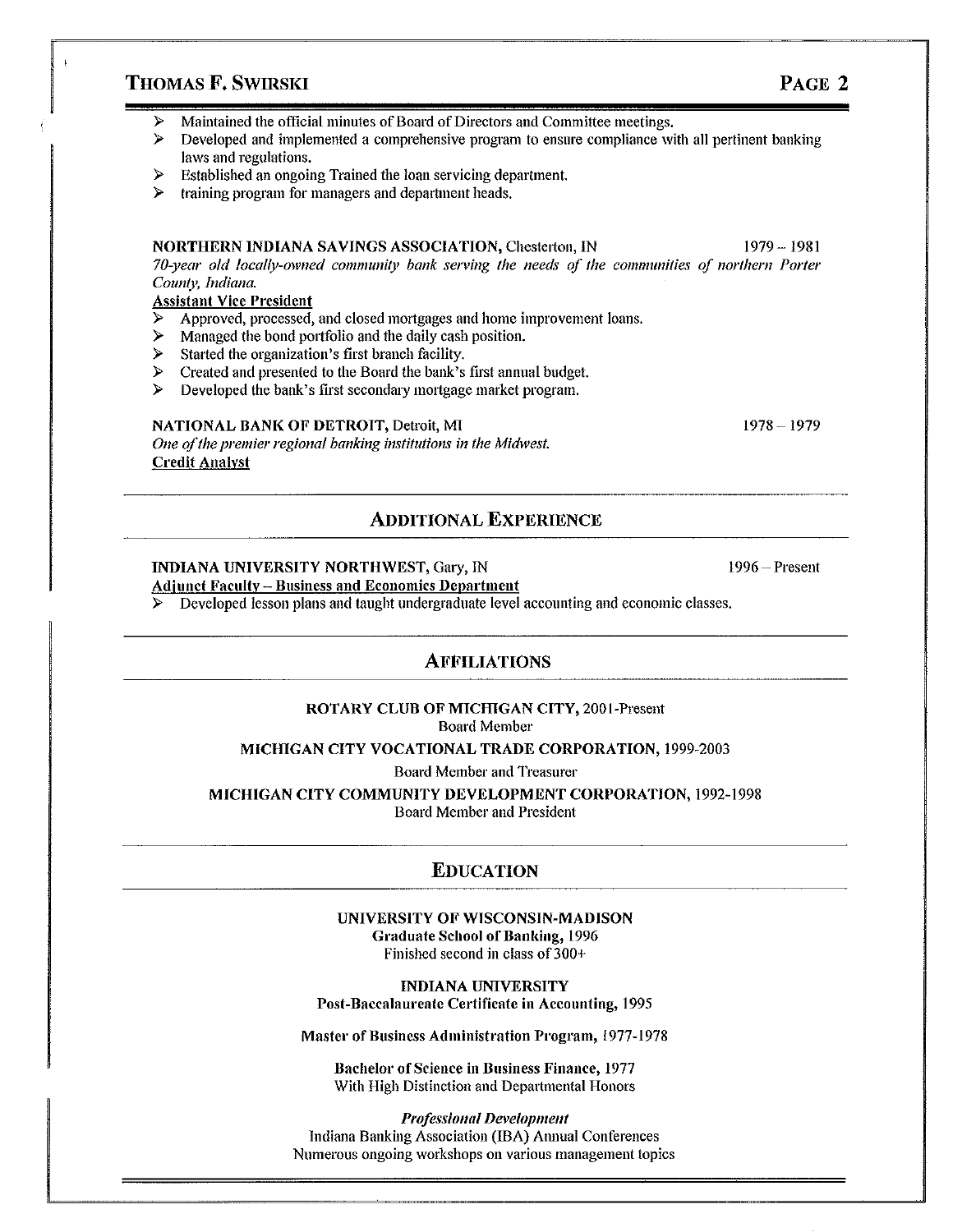- Maintained the official minutes of Board of Directors and Committee meetings.
- Developed and implemented a comprehensive program to ensure compliance with all pertinent banking laws and regulations.
- Established an ongoing Trained the loan servicing department.
- training program for managers and department heads.

**NORTHERN INDIANA SAVINGS ASSOCIATION,** Chesterton, IN 1979 – 1981

*70-year old locally-owned community bank serving the needs of the communities of northern Porter County, Indiana.*

**Assistant Vice President**

- Approved, processed, and closed mortgages and home improvement loans.
- Managed the bond portfolio and the daily cash position.
- Started the organization's first branch facility.
- Created and presented to the Board the bank's first annual budget.
- Developed the bank's first secondary mortgage market program.

**NATIONAL BANK OF DETROIT,** Detroit, MI 1978 – 1979

*One of the premier regional banking institutions in the Midwest.*

**Credit Analyst**

## ADDITIONAL EXPERIENCE

**INDIANA UNIVERSITY NORTHWEST,** Gary, IN 1996 – Present

**Adjunct Faculty – Business and Economics Department**

- Developed lesson plans and taught undergraduate level accounting and economic classes.

## AFFILIATIONS

**ROTARY CLUB OF MICHIGAN CITY,** 2001-Present
Board Member

**MICHIGAN CITY VOCATIONAL TRADE CORPORATION,** 1999-2003
Board Member and Treasurer

**MICHIGAN CITY COMMUNITY DEVELOPMENT CORPORATION,** 1992-1998
Board Member and President

## EDUCATION

**UNIVERSITY OF WISCONSIN-MADISON**
**Graduate School of Banking,** 1996
Finished second in class of 300+

**INDIANA UNIVERSITY**
**Post-Baccalaureate Certificate in Accounting,** 1995

**Master of Business Administration Program,** 1977-1978

**Bachelor of Science in Business Finance,** 1977
With High Distinction and Departmental Honors

***Professional Development***
Indiana Banking Association (IBA) Annual Conferences
Numerous ongoing workshops on various management topics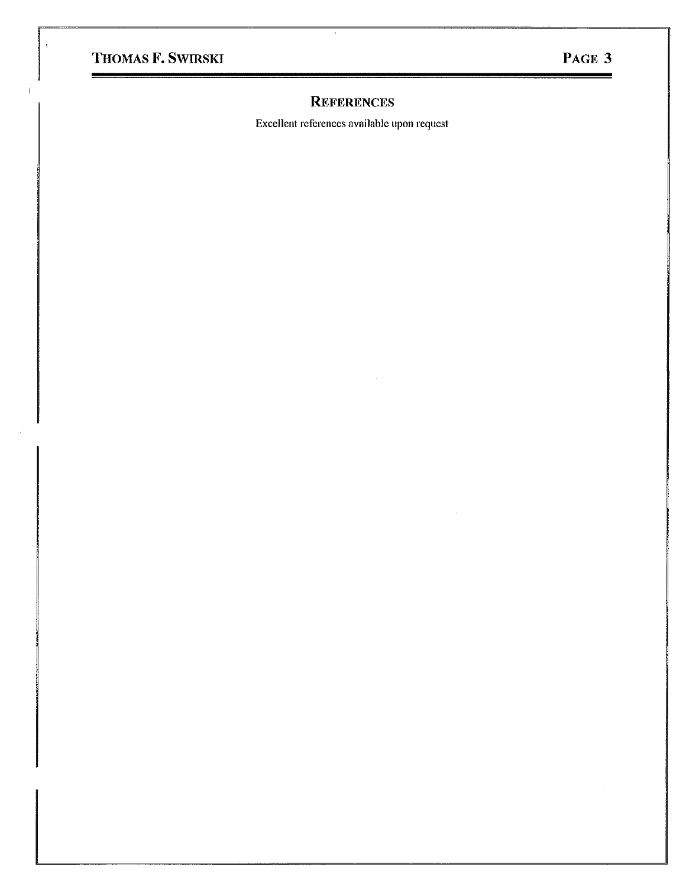## References

Excellent references available upon request